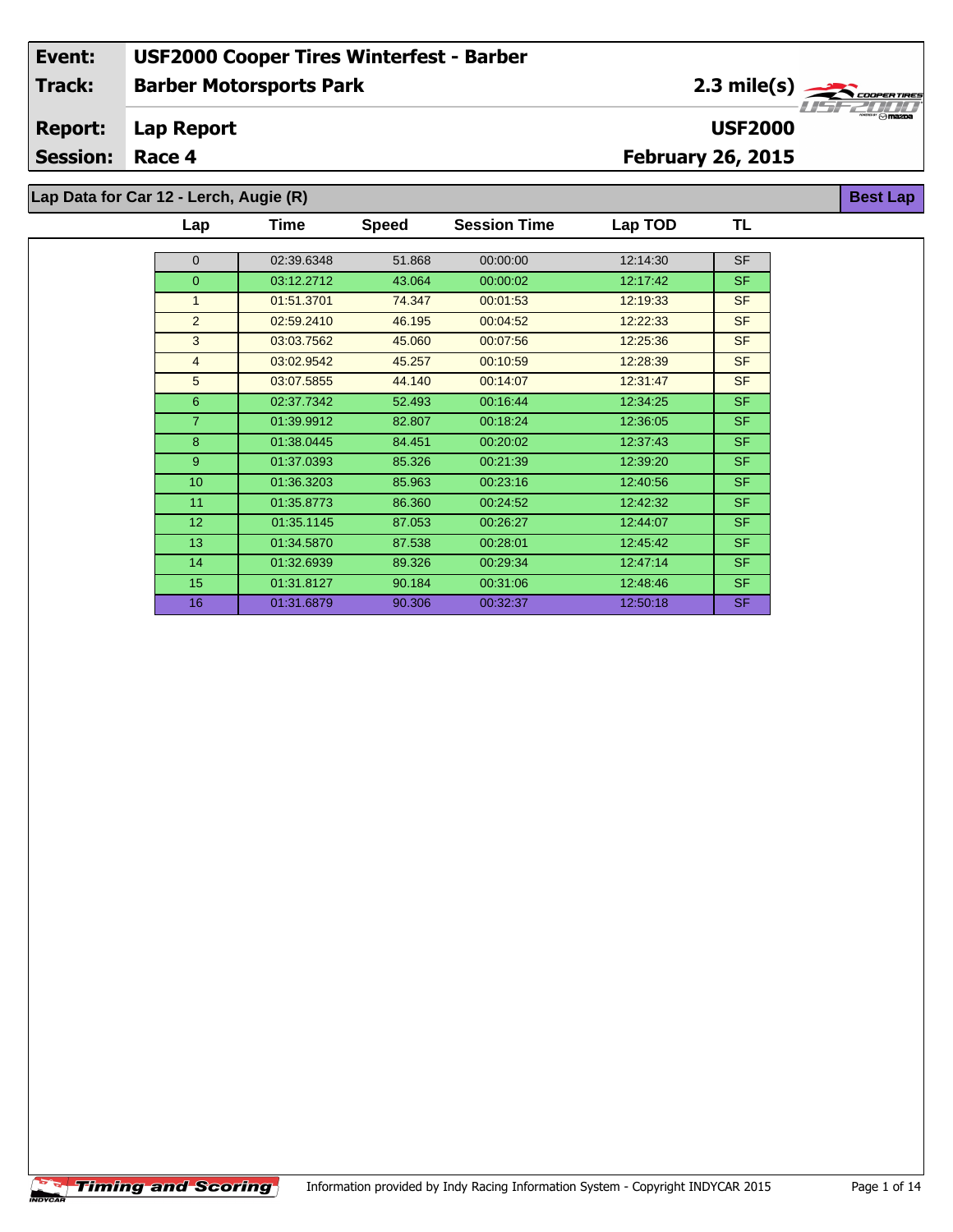| Event: | USF2000 Cooper Tires Winterfest - Barber | |
|---|---|---|
| Track: | Barber Motorsports Park | 2.3 mile(s) |
| Report: | Lap Report | USF2000 |
| Session: | Race 4 | February 26, 2015 |

**Lap Data for Car 12 - Lerch, Augie (R)** — Best Lap

| Lap | Time | Speed | Session Time | Lap TOD | TL |
|---|---|---|---|---|---|
| 0 | 02:39.6348 | 51.868 | 00:00:00 | 12:14:30 | SF |
| 0 | 03:12.2712 | 43.064 | 00:00:02 | 12:17:42 | SF |
| 1 | 01:51.3701 | 74.347 | 00:01:53 | 12:19:33 | SF |
| 2 | 02:59.2410 | 46.195 | 00:04:52 | 12:22:33 | SF |
| 3 | 03:03.7562 | 45.060 | 00:07:56 | 12:25:36 | SF |
| 4 | 03:02.9542 | 45.257 | 00:10:59 | 12:28:39 | SF |
| 5 | 03:07.5855 | 44.140 | 00:14:07 | 12:31:47 | SF |
| 6 | 02:37.7342 | 52.493 | 00:16:44 | 12:34:25 | SF |
| 7 | 01:39.9912 | 82.807 | 00:18:24 | 12:36:05 | SF |
| 8 | 01:38.0445 | 84.451 | 00:20:02 | 12:37:43 | SF |
| 9 | 01:37.0393 | 85.326 | 00:21:39 | 12:39:20 | SF |
| 10 | 01:36.3203 | 85.963 | 00:23:16 | 12:40:56 | SF |
| 11 | 01:35.8773 | 86.360 | 00:24:52 | 12:42:32 | SF |
| 12 | 01:35.1145 | 87.053 | 00:26:27 | 12:44:07 | SF |
| 13 | 01:34.5870 | 87.538 | 00:28:01 | 12:45:42 | SF |
| 14 | 01:32.6939 | 89.326 | 00:29:34 | 12:47:14 | SF |
| 15 | 01:31.8127 | 90.184 | 00:31:06 | 12:48:46 | SF |
| 16 | 01:31.6879 | 90.306 | 00:32:37 | 12:50:18 | SF |

Information provided by Indy Racing Information System - Copyright INDYCAR 2015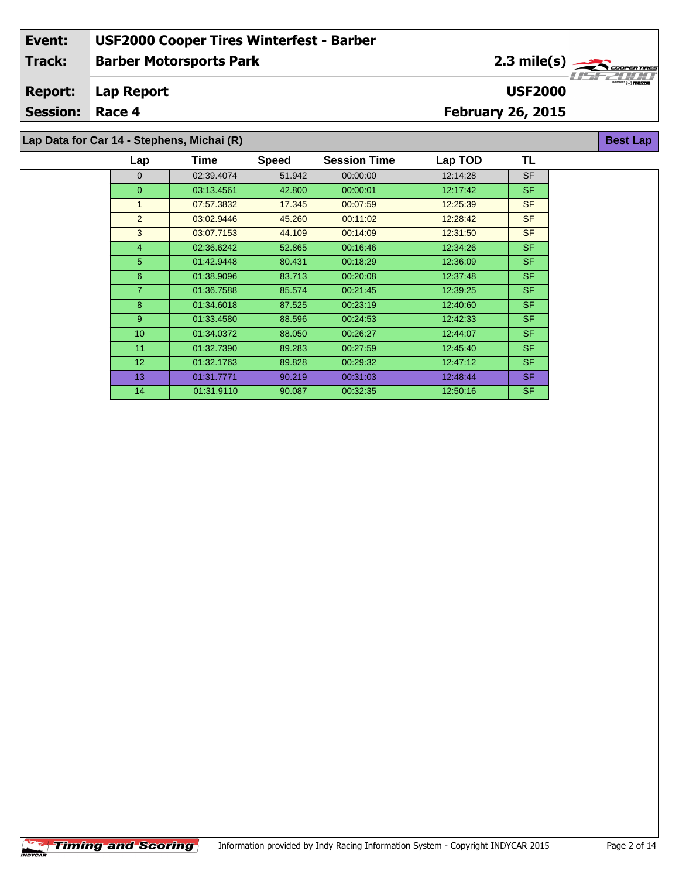| Event: | USF2000 Cooper Tires Winterfest - Barber | |
|---|---|---|
| Track: | Barber Motorsports Park | 2.3 mile(s) |
| Report: | Lap Report | USF2000 |
| Session: | Race 4 | February 26, 2015 |

## Lap Data for Car 14 - Stephens, Michai (R)

Best Lap

| Lap | Time | Speed | Session Time | Lap TOD | TL |
|---|---|---|---|---|---|
| 0 | 02:39.4074 | 51.942 | 00:00:00 | 12:14:28 | SF |
| 0 | 03:13.4561 | 42.800 | 00:00:01 | 12:17:42 | SF |
| 1 | 07:57.3832 | 17.345 | 00:07:59 | 12:25:39 | SF |
| 2 | 03:02.9446 | 45.260 | 00:11:02 | 12:28:42 | SF |
| 3 | 03:07.7153 | 44.109 | 00:14:09 | 12:31:50 | SF |
| 4 | 02:36.6242 | 52.865 | 00:16:46 | 12:34:26 | SF |
| 5 | 01:42.9448 | 80.431 | 00:18:29 | 12:36:09 | SF |
| 6 | 01:38.9096 | 83.713 | 00:20:08 | 12:37:48 | SF |
| 7 | 01:36.7588 | 85.574 | 00:21:45 | 12:39:25 | SF |
| 8 | 01:34.6018 | 87.525 | 00:23:19 | 12:40:60 | SF |
| 9 | 01:33.4580 | 88.596 | 00:24:53 | 12:42:33 | SF |
| 10 | 01:34.0372 | 88.050 | 00:26:27 | 12:44:07 | SF |
| 11 | 01:32.7390 | 89.283 | 00:27:59 | 12:45:40 | SF |
| 12 | 01:32.1763 | 89.828 | 00:29:32 | 12:47:12 | SF |
| 13 | 01:31.7771 | 90.219 | 00:31:03 | 12:48:44 | SF |
| 14 | 01:31.9110 | 90.087 | 00:32:35 | 12:50:16 | SF |

Information provided by Indy Racing Information System - Copyright INDYCAR 2015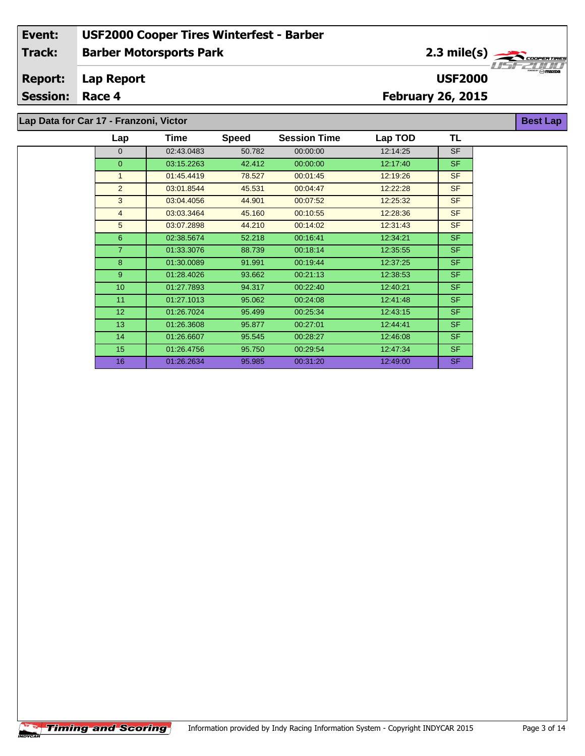| Event: | USF2000 Cooper Tires Winterfest - Barber | |
|---|---|---|
| Track: | Barber Motorsports Park | 2.3 mile(s) |
| Report: | Lap Report | USF2000 |
| Session: | Race 4 | February 26, 2015 |

## Lap Data for Car 17 - Franzoni, Victor

Best Lap

| Lap | Time | Speed | Session Time | Lap TOD | TL |
|---|---|---|---|---|---|
| 0 | 02:43.0483 | 50.782 | 00:00:00 | 12:14:25 | SF |
| 0 | 03:15.2263 | 42.412 | 00:00:00 | 12:17:40 | SF |
| 1 | 01:45.4419 | 78.527 | 00:01:45 | 12:19:26 | SF |
| 2 | 03:01.8544 | 45.531 | 00:04:47 | 12:22:28 | SF |
| 3 | 03:04.4056 | 44.901 | 00:07:52 | 12:25:32 | SF |
| 4 | 03:03.3464 | 45.160 | 00:10:55 | 12:28:36 | SF |
| 5 | 03:07.2898 | 44.210 | 00:14:02 | 12:31:43 | SF |
| 6 | 02:38.5674 | 52.218 | 00:16:41 | 12:34:21 | SF |
| 7 | 01:33.3076 | 88.739 | 00:18:14 | 12:35:55 | SF |
| 8 | 01:30.0089 | 91.991 | 00:19:44 | 12:37:25 | SF |
| 9 | 01:28.4026 | 93.662 | 00:21:13 | 12:38:53 | SF |
| 10 | 01:27.7893 | 94.317 | 00:22:40 | 12:40:21 | SF |
| 11 | 01:27.1013 | 95.062 | 00:24:08 | 12:41:48 | SF |
| 12 | 01:26.7024 | 95.499 | 00:25:34 | 12:43:15 | SF |
| 13 | 01:26.3608 | 95.877 | 00:27:01 | 12:44:41 | SF |
| 14 | 01:26.6607 | 95.545 | 00:28:27 | 12:46:08 | SF |
| 15 | 01:26.4756 | 95.750 | 00:29:54 | 12:47:34 | SF |
| 16 | 01:26.2634 | 95.985 | 00:31:20 | 12:49:00 | SF |

Information provided by Indy Racing Information System - Copyright INDYCAR 2015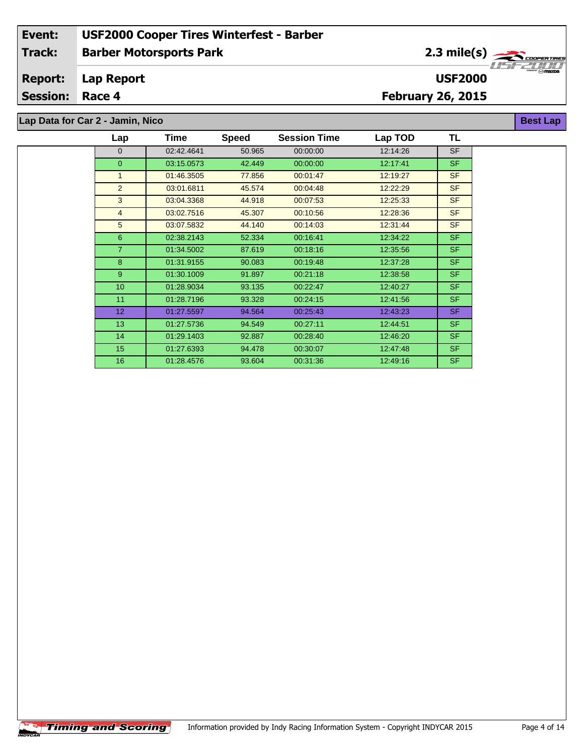| | |
|---|---|
| **Event:** | **USF2000 Cooper Tires Winterfest - Barber** |
| **Track:** | **Barber Motorsports Park** — **2.3 mile(s)** |
| **Report:** | **Lap Report** — **USF2000** |
| **Session:** | **Race 4** — **February 26, 2015** |

## Lap Data for Car 2 - Jamin, Nico

**Best Lap**

| Lap | Time | Speed | Session Time | Lap TOD | TL |
|---|---|---|---|---|---|
| 0 | 02:42.4641 | 50.965 | 00:00:00 | 12:14:26 | SF |
| 0 | 03:15.0573 | 42.449 | 00:00:00 | 12:17:41 | SF |
| 1 | 01:46.3505 | 77.856 | 00:01:47 | 12:19:27 | SF |
| 2 | 03:01.6811 | 45.574 | 00:04:48 | 12:22:29 | SF |
| 3 | 03:04.3368 | 44.918 | 00:07:53 | 12:25:33 | SF |
| 4 | 03:02.7516 | 45.307 | 00:10:56 | 12:28:36 | SF |
| 5 | 03:07.5832 | 44.140 | 00:14:03 | 12:31:44 | SF |
| 6 | 02:38.2143 | 52.334 | 00:16:41 | 12:34:22 | SF |
| 7 | 01:34.5002 | 87.619 | 00:18:16 | 12:35:56 | SF |
| 8 | 01:31.9155 | 90.083 | 00:19:48 | 12:37:28 | SF |
| 9 | 01:30.1009 | 91.897 | 00:21:18 | 12:38:58 | SF |
| 10 | 01:28.9034 | 93.135 | 00:22:47 | 12:40:27 | SF |
| 11 | 01:28.7196 | 93.328 | 00:24:15 | 12:41:56 | SF |
| 12 | 01:27.5597 | 94.564 | 00:25:43 | 12:43:23 | SF |
| 13 | 01:27.5736 | 94.549 | 00:27:11 | 12:44:51 | SF |
| 14 | 01:29.1403 | 92.887 | 00:28:40 | 12:46:20 | SF |
| 15 | 01:27.6393 | 94.478 | 00:30:07 | 12:47:48 | SF |
| 16 | 01:28.4576 | 93.604 | 00:31:36 | 12:49:16 | SF |

Timing and Scoring — Information provided by Indy Racing Information System - Copyright INDYCAR 2015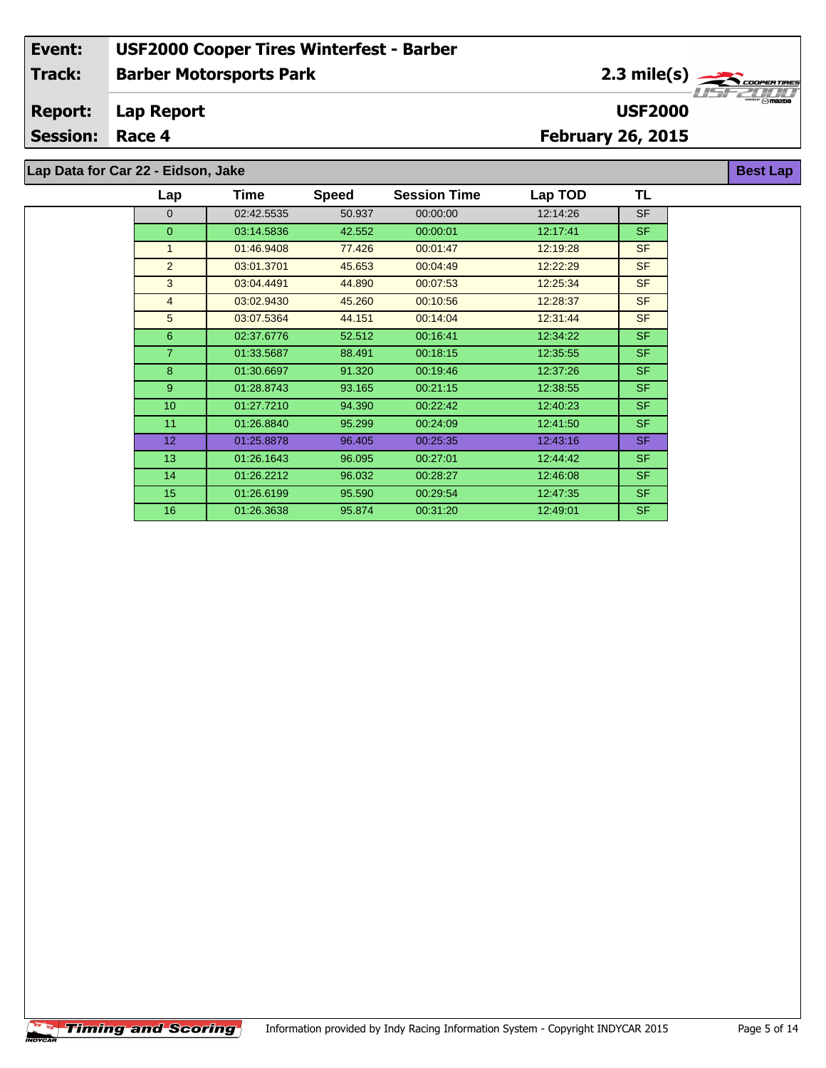| Event: | USF2000 Cooper Tires Winterfest - Barber | |
|---|---|---|
| Track: | Barber Motorsports Park | 2.3 mile(s) |
| Report: | Lap Report | USF2000 |
| Session: | Race 4 | February 26, 2015 |

**Lap Data for Car 22 - Eidson, Jake** — **Best Lap**

| Lap | Time | Speed | Session Time | Lap TOD | TL |
|---|---|---|---|---|---|
| 0 | 02:42.5535 | 50.937 | 00:00:00 | 12:14:26 | SF |
| 0 | 03:14.5836 | 42.552 | 00:00:01 | 12:17:41 | SF |
| 1 | 01:46.9408 | 77.426 | 00:01:47 | 12:19:28 | SF |
| 2 | 03:01.3701 | 45.653 | 00:04:49 | 12:22:29 | SF |
| 3 | 03:04.4491 | 44.890 | 00:07:53 | 12:25:34 | SF |
| 4 | 03:02.9430 | 45.260 | 00:10:56 | 12:28:37 | SF |
| 5 | 03:07.5364 | 44.151 | 00:14:04 | 12:31:44 | SF |
| 6 | 02:37.6776 | 52.512 | 00:16:41 | 12:34:22 | SF |
| 7 | 01:33.5687 | 88.491 | 00:18:15 | 12:35:55 | SF |
| 8 | 01:30.6697 | 91.320 | 00:19:46 | 12:37:26 | SF |
| 9 | 01:28.8743 | 93.165 | 00:21:15 | 12:38:55 | SF |
| 10 | 01:27.7210 | 94.390 | 00:22:42 | 12:40:23 | SF |
| 11 | 01:26.8840 | 95.299 | 00:24:09 | 12:41:50 | SF |
| 12 | 01:25.8878 | 96.405 | 00:25:35 | 12:43:16 | SF |
| 13 | 01:26.1643 | 96.095 | 00:27:01 | 12:44:42 | SF |
| 14 | 01:26.2212 | 96.032 | 00:28:27 | 12:46:08 | SF |
| 15 | 01:26.6199 | 95.590 | 00:29:54 | 12:47:35 | SF |
| 16 | 01:26.3638 | 95.874 | 00:31:20 | 12:49:01 | SF |

Timing and Scoring — Information provided by Indy Racing Information System - Copyright INDYCAR 2015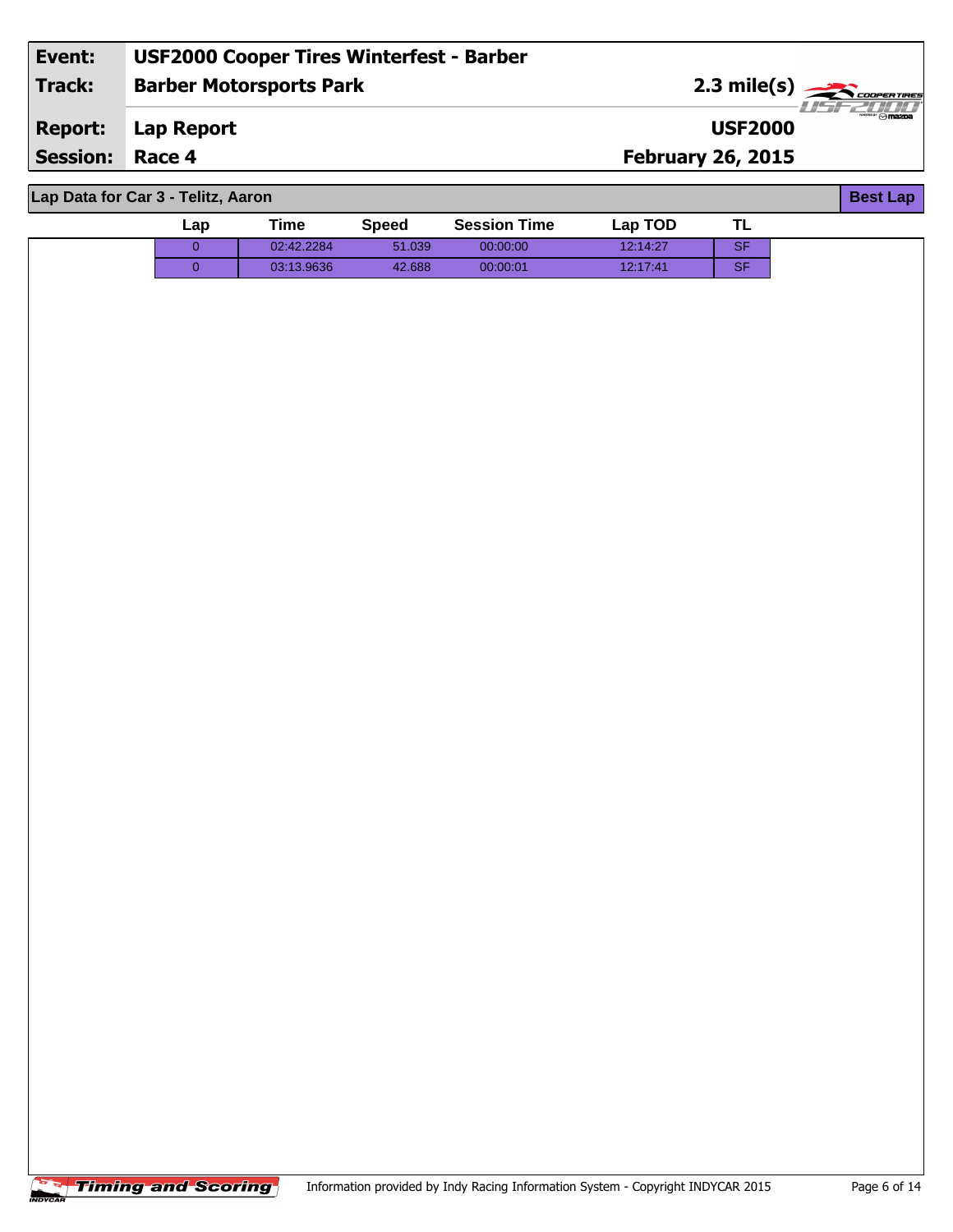| Event: | USF2000 Cooper Tires Winterfest - Barber | |
|---|---|---|
| Track: | Barber Motorsports Park | 2.3 mile(s) |
| Report: | Lap Report | USF2000 |
| Session: | Race 4 | February 26, 2015 |

## Lap Data for Car 3 - Telitz, Aaron

**Best Lap**

| Lap | Time | Speed | Session Time | Lap TOD | TL |
|---|---|---|---|---|---|
| 0 | 02:42.2284 | 51.039 | 00:00:00 | 12:14:27 | SF |
| 0 | 03:13.9636 | 42.688 | 00:00:01 | 12:17:41 | SF |

Timing and Scoring

Information provided by Indy Racing Information System - Copyright INDYCAR 2015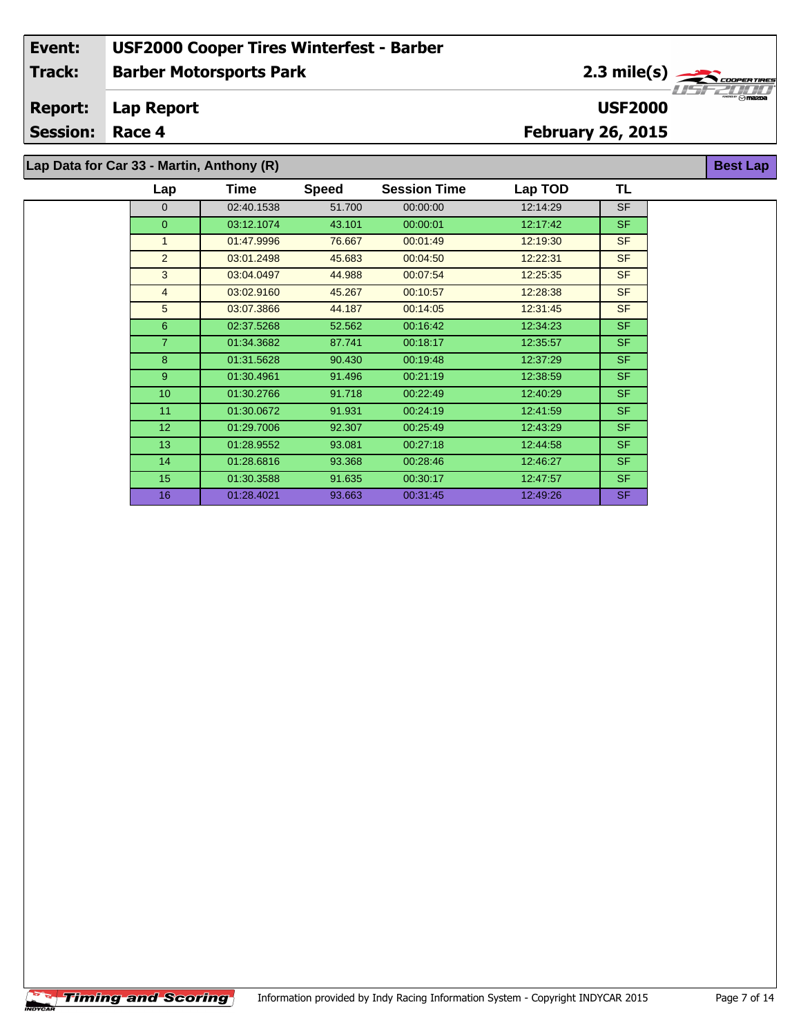| | | | |
|---|---|---|---|
| **Event:** | **USF2000 Cooper Tires Winterfest - Barber** | | |
| **Track:** | **Barber Motorsports Park** | **2.3 mile(s)** | |
| **Report:** | **Lap Report** | **USF2000** | |
| **Session:** | **Race 4** | **February 26, 2015** | |

## Lap Data for Car 33 - Martin, Anthony (R)

**Best Lap**

| Lap | Time | Speed | Session Time | Lap TOD | TL |
|---|---|---|---|---|---|
| 0 | 02:40.1538 | 51.700 | 00:00:00 | 12:14:29 | SF |
| 0 | 03:12.1074 | 43.101 | 00:00:01 | 12:17:42 | SF |
| 1 | 01:47.9996 | 76.667 | 00:01:49 | 12:19:30 | SF |
| 2 | 03:01.2498 | 45.683 | 00:04:50 | 12:22:31 | SF |
| 3 | 03:04.0497 | 44.988 | 00:07:54 | 12:25:35 | SF |
| 4 | 03:02.9160 | 45.267 | 00:10:57 | 12:28:38 | SF |
| 5 | 03:07.3866 | 44.187 | 00:14:05 | 12:31:45 | SF |
| 6 | 02:37.5268 | 52.562 | 00:16:42 | 12:34:23 | SF |
| 7 | 01:34.3682 | 87.741 | 00:18:17 | 12:35:57 | SF |
| 8 | 01:31.5628 | 90.430 | 00:19:48 | 12:37:29 | SF |
| 9 | 01:30.4961 | 91.496 | 00:21:19 | 12:38:59 | SF |
| 10 | 01:30.2766 | 91.718 | 00:22:49 | 12:40:29 | SF |
| 11 | 01:30.0672 | 91.931 | 00:24:19 | 12:41:59 | SF |
| 12 | 01:29.7006 | 92.307 | 00:25:49 | 12:43:29 | SF |
| 13 | 01:28.9552 | 93.081 | 00:27:18 | 12:44:58 | SF |
| 14 | 01:28.6816 | 93.368 | 00:28:46 | 12:46:27 | SF |
| 15 | 01:30.3588 | 91.635 | 00:30:17 | 12:47:57 | SF |
| 16 | 01:28.4021 | 93.663 | 00:31:45 | 12:49:26 | SF |

Information provided by Indy Racing Information System - Copyright INDYCAR 2015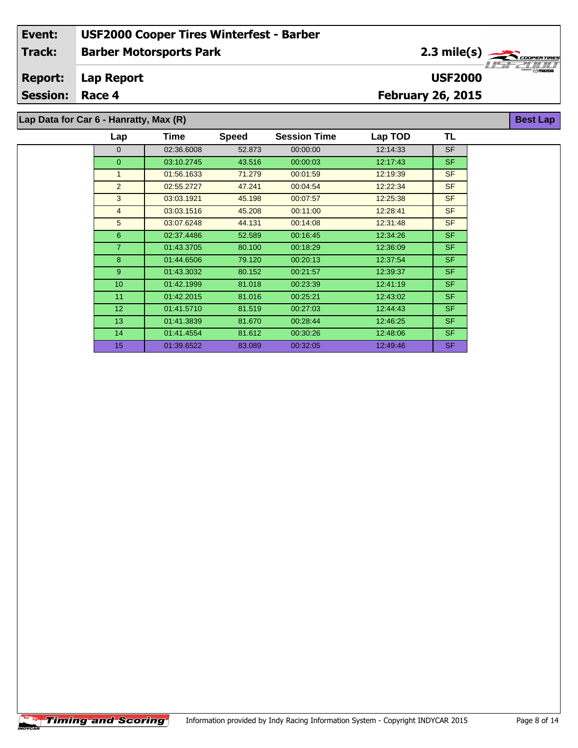| | |
|---|---|
| **Event:** | **USF2000 Cooper Tires Winterfest - Barber** |
| **Track:** | **Barber Motorsports Park** — **2.3 mile(s)** |
| **Report:** | **Lap Report** — **USF2000** |
| **Session:** | **Race 4** — **February 26, 2015** |

**Lap Data for Car 6 - Hanratty, Max (R)** — **Best Lap**

| Lap | Time | Speed | Session Time | Lap TOD | TL |
|---|---|---|---|---|---|
| 0 | 02:36.6008 | 52.873 | 00:00:00 | 12:14:33 | SF |
| 0 | 03:10.2745 | 43.516 | 00:00:03 | 12:17:43 | SF |
| 1 | 01:56.1633 | 71.279 | 00:01:59 | 12:19:39 | SF |
| 2 | 02:55.2727 | 47.241 | 00:04:54 | 12:22:34 | SF |
| 3 | 03:03.1921 | 45.198 | 00:07:57 | 12:25:38 | SF |
| 4 | 03:03.1516 | 45.208 | 00:11:00 | 12:28:41 | SF |
| 5 | 03:07.6248 | 44.131 | 00:14:08 | 12:31:48 | SF |
| 6 | 02:37.4486 | 52.589 | 00:16:45 | 12:34:26 | SF |
| 7 | 01:43.3705 | 80.100 | 00:18:29 | 12:36:09 | SF |
| 8 | 01:44.6506 | 79.120 | 00:20:13 | 12:37:54 | SF |
| 9 | 01:43.3032 | 80.152 | 00:21:57 | 12:39:37 | SF |
| 10 | 01:42.1999 | 81.018 | 00:23:39 | 12:41:19 | SF |
| 11 | 01:42.2015 | 81.016 | 00:25:21 | 12:43:02 | SF |
| 12 | 01:41.5710 | 81.519 | 00:27:03 | 12:44:43 | SF |
| 13 | 01:41.3839 | 81.670 | 00:28:44 | 12:46:25 | SF |
| 14 | 01:41.4554 | 81.612 | 00:30:26 | 12:48:06 | SF |
| 15 | 01:39.6522 | 83.089 | 00:32:05 | 12:49:46 | SF |

Information provided by Indy Racing Information System - Copyright INDYCAR 2015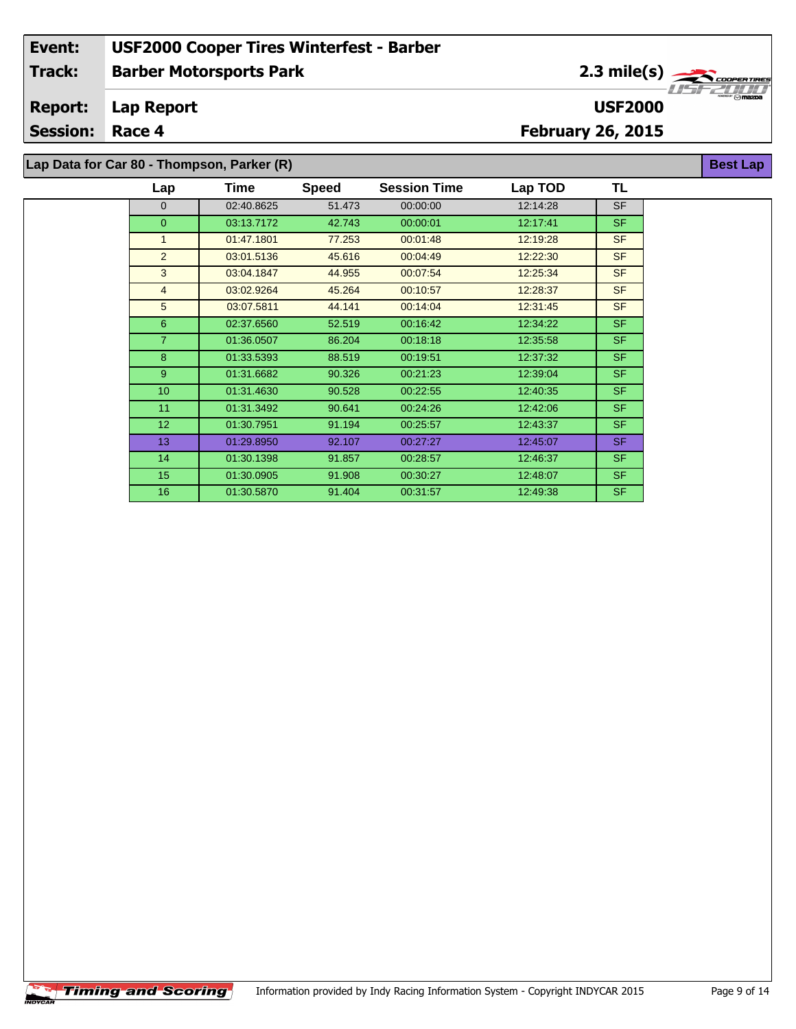| Event: | USF2000 Cooper Tires Winterfest - Barber | |
|---|---|---|
| Track: | Barber Motorsports Park | 2.3 mile(s) |
| Report: | Lap Report | USF2000 |
| Session: | Race 4 | February 26, 2015 |

**Lap Data for Car 80 - Thompson, Parker (R)**

**Best Lap**

| Lap | Time | Speed | Session Time | Lap TOD | TL |
|---|---|---|---|---|---|
| 0 | 02:40.8625 | 51.473 | 00:00:00 | 12:14:28 | SF |
| 0 | 03:13.7172 | 42.743 | 00:00:01 | 12:17:41 | SF |
| 1 | 01:47.1801 | 77.253 | 00:01:48 | 12:19:28 | SF |
| 2 | 03:01.5136 | 45.616 | 00:04:49 | 12:22:30 | SF |
| 3 | 03:04.1847 | 44.955 | 00:07:54 | 12:25:34 | SF |
| 4 | 03:02.9264 | 45.264 | 00:10:57 | 12:28:37 | SF |
| 5 | 03:07.5811 | 44.141 | 00:14:04 | 12:31:45 | SF |
| 6 | 02:37.6560 | 52.519 | 00:16:42 | 12:34:22 | SF |
| 7 | 01:36.0507 | 86.204 | 00:18:18 | 12:35:58 | SF |
| 8 | 01:33.5393 | 88.519 | 00:19:51 | 12:37:32 | SF |
| 9 | 01:31.6682 | 90.326 | 00:21:23 | 12:39:04 | SF |
| 10 | 01:31.4630 | 90.528 | 00:22:55 | 12:40:35 | SF |
| 11 | 01:31.3492 | 90.641 | 00:24:26 | 12:42:06 | SF |
| 12 | 01:30.7951 | 91.194 | 00:25:57 | 12:43:37 | SF |
| 13 | 01:29.8950 | 92.107 | 00:27:27 | 12:45:07 | SF |
| 14 | 01:30.1398 | 91.857 | 00:28:57 | 12:46:37 | SF |
| 15 | 01:30.0905 | 91.908 | 00:30:27 | 12:48:07 | SF |
| 16 | 01:30.5870 | 91.404 | 00:31:57 | 12:49:38 | SF |

Information provided by Indy Racing Information System - Copyright INDYCAR 2015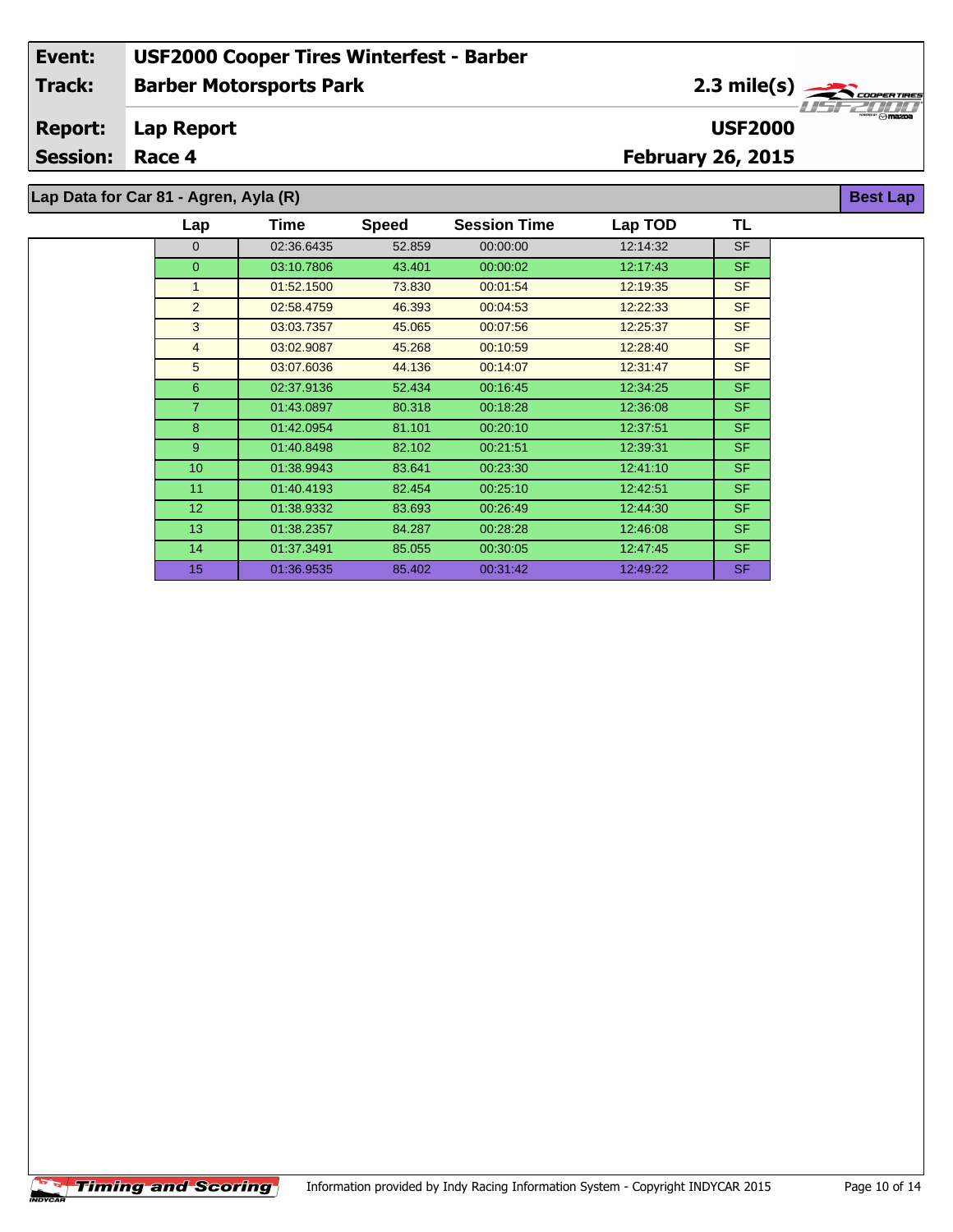| Event: | USF2000 Cooper Tires Winterfest - Barber | |
|---|---|---|
| Track: | Barber Motorsports Park | 2.3 mile(s) |
| Report: | Lap Report | USF2000 |
| Session: | Race 4 | February 26, 2015 |

## Lap Data for Car 81 - Agren, Ayla (R)

Best Lap

| Lap | Time | Speed | Session Time | Lap TOD | TL |
|---|---|---|---|---|---|
| 0 | 02:36.6435 | 52.859 | 00:00:00 | 12:14:32 | SF |
| 0 | 03:10.7806 | 43.401 | 00:00:02 | 12:17:43 | SF |
| 1 | 01:52.1500 | 73.830 | 00:01:54 | 12:19:35 | SF |
| 2 | 02:58.4759 | 46.393 | 00:04:53 | 12:22:33 | SF |
| 3 | 03:03.7357 | 45.065 | 00:07:56 | 12:25:37 | SF |
| 4 | 03:02.9087 | 45.268 | 00:10:59 | 12:28:40 | SF |
| 5 | 03:07.6036 | 44.136 | 00:14:07 | 12:31:47 | SF |
| 6 | 02:37.9136 | 52.434 | 00:16:45 | 12:34:25 | SF |
| 7 | 01:43.0897 | 80.318 | 00:18:28 | 12:36:08 | SF |
| 8 | 01:42.0954 | 81.101 | 00:20:10 | 12:37:51 | SF |
| 9 | 01:40.8498 | 82.102 | 00:21:51 | 12:39:31 | SF |
| 10 | 01:38.9943 | 83.641 | 00:23:30 | 12:41:10 | SF |
| 11 | 01:40.4193 | 82.454 | 00:25:10 | 12:42:51 | SF |
| 12 | 01:38.9332 | 83.693 | 00:26:49 | 12:44:30 | SF |
| 13 | 01:38.2357 | 84.287 | 00:28:28 | 12:46:08 | SF |
| 14 | 01:37.3491 | 85.055 | 00:30:05 | 12:47:45 | SF |
| 15 | 01:36.9535 | 85.402 | 00:31:42 | 12:49:22 | SF |

Timing and Scoring — Information provided by Indy Racing Information System - Copyright INDYCAR 2015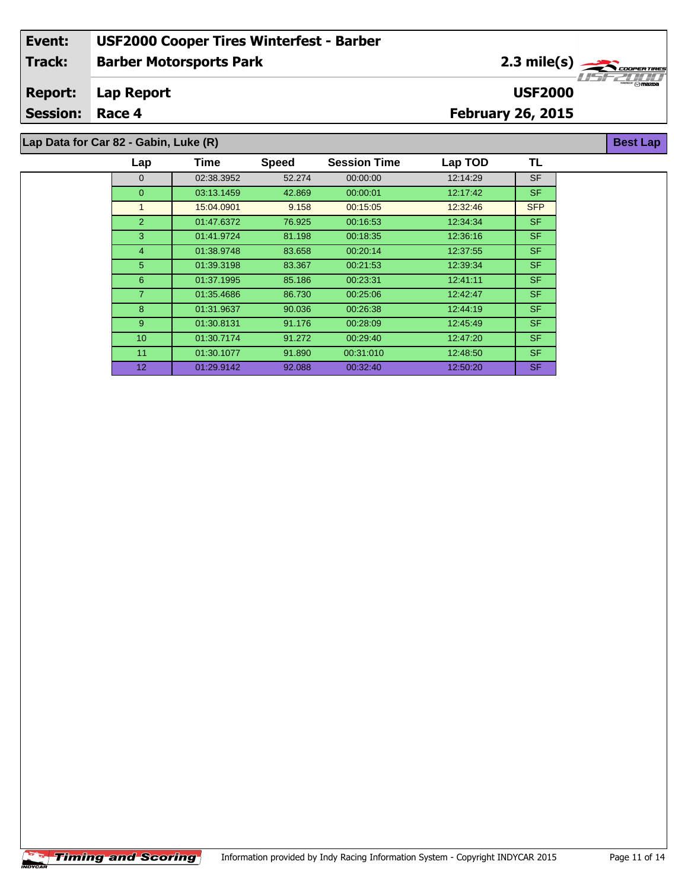| Event: | USF2000 Cooper Tires Winterfest - Barber | |
|---|---|---|
| Track: | Barber Motorsports Park | 2.3 mile(s) |
| Report: | Lap Report | USF2000 |
| Session: | Race 4 | February 26, 2015 |

## Lap Data for Car 82 - Gabin, Luke (R)

Best Lap

| Lap | Time | Speed | Session Time | Lap TOD | TL |
|---|---|---|---|---|---|
| 0 | 02:38.3952 | 52.274 | 00:00:00 | 12:14:29 | SF |
| 0 | 03:13.1459 | 42.869 | 00:00:01 | 12:17:42 | SF |
| 1 | 15:04.0901 | 9.158 | 00:15:05 | 12:32:46 | SFP |
| 2 | 01:47.6372 | 76.925 | 00:16:53 | 12:34:34 | SF |
| 3 | 01:41.9724 | 81.198 | 00:18:35 | 12:36:16 | SF |
| 4 | 01:38.9748 | 83.658 | 00:20:14 | 12:37:55 | SF |
| 5 | 01:39.3198 | 83.367 | 00:21:53 | 12:39:34 | SF |
| 6 | 01:37.1995 | 85.186 | 00:23:31 | 12:41:11 | SF |
| 7 | 01:35.4686 | 86.730 | 00:25:06 | 12:42:47 | SF |
| 8 | 01:31.9637 | 90.036 | 00:26:38 | 12:44:19 | SF |
| 9 | 01:30.8131 | 91.176 | 00:28:09 | 12:45:49 | SF |
| 10 | 01:30.7174 | 91.272 | 00:29:40 | 12:47:20 | SF |
| 11 | 01:30.1077 | 91.890 | 00:31:010 | 12:48:50 | SF |
| 12 | 01:29.9142 | 92.088 | 00:32:40 | 12:50:20 | SF |

Timing and Scoring — Information provided by Indy Racing Information System - Copyright INDYCAR 2015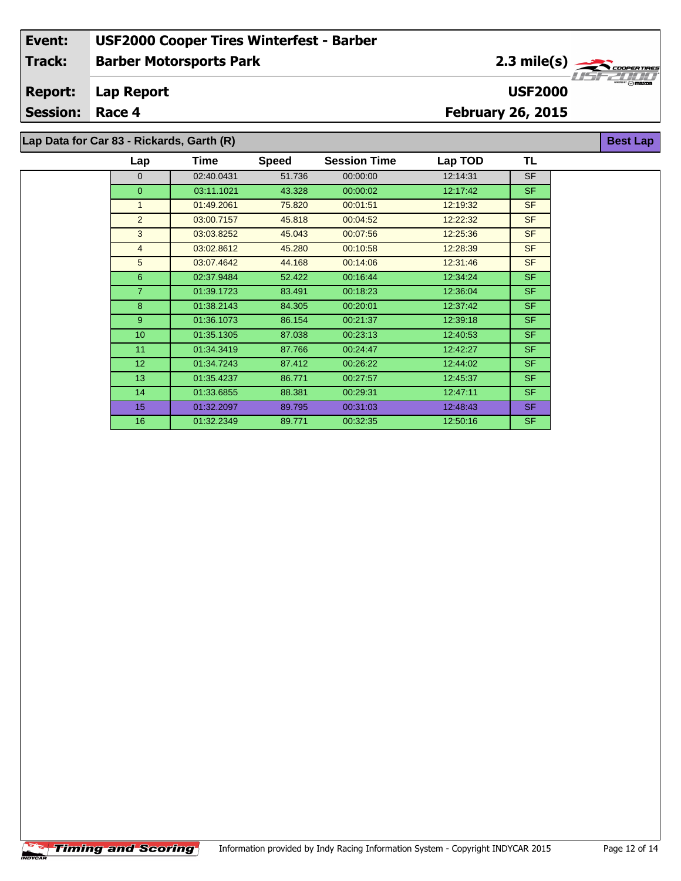| | |
|---|---|
| **Event:** | **USF2000 Cooper Tires Winterfest - Barber** |
| **Track:** | **Barber Motorsports Park** |
| **Report:** | **Lap Report** |
| **Session:** | **Race 4** |

**2.3 mile(s)**

**USF2000**

**February 26, 2015**

## Lap Data for Car 83 - Rickards, Garth (R)

**Best Lap**

| Lap | Time | Speed | Session Time | Lap TOD | TL |
|---|---|---|---|---|---|
| 0 | 02:40.0431 | 51.736 | 00:00:00 | 12:14:31 | SF |
| 0 | 03:11.1021 | 43.328 | 00:00:02 | 12:17:42 | SF |
| 1 | 01:49.2061 | 75.820 | 00:01:51 | 12:19:32 | SF |
| 2 | 03:00.7157 | 45.818 | 00:04:52 | 12:22:32 | SF |
| 3 | 03:03.8252 | 45.043 | 00:07:56 | 12:25:36 | SF |
| 4 | 03:02.8612 | 45.280 | 00:10:58 | 12:28:39 | SF |
| 5 | 03:07.4642 | 44.168 | 00:14:06 | 12:31:46 | SF |
| 6 | 02:37.9484 | 52.422 | 00:16:44 | 12:34:24 | SF |
| 7 | 01:39.1723 | 83.491 | 00:18:23 | 12:36:04 | SF |
| 8 | 01:38.2143 | 84.305 | 00:20:01 | 12:37:42 | SF |
| 9 | 01:36.1073 | 86.154 | 00:21:37 | 12:39:18 | SF |
| 10 | 01:35.1305 | 87.038 | 00:23:13 | 12:40:53 | SF |
| 11 | 01:34.3419 | 87.766 | 00:24:47 | 12:42:27 | SF |
| 12 | 01:34.7243 | 87.412 | 00:26:22 | 12:44:02 | SF |
| 13 | 01:35.4237 | 86.771 | 00:27:57 | 12:45:37 | SF |
| 14 | 01:33.6855 | 88.381 | 00:29:31 | 12:47:11 | SF |
| 15 | 01:32.2097 | 89.795 | 00:31:03 | 12:48:43 | SF |
| 16 | 01:32.2349 | 89.771 | 00:32:35 | 12:50:16 | SF |

Timing and Scoring

Information provided by Indy Racing Information System - Copyright INDYCAR 2015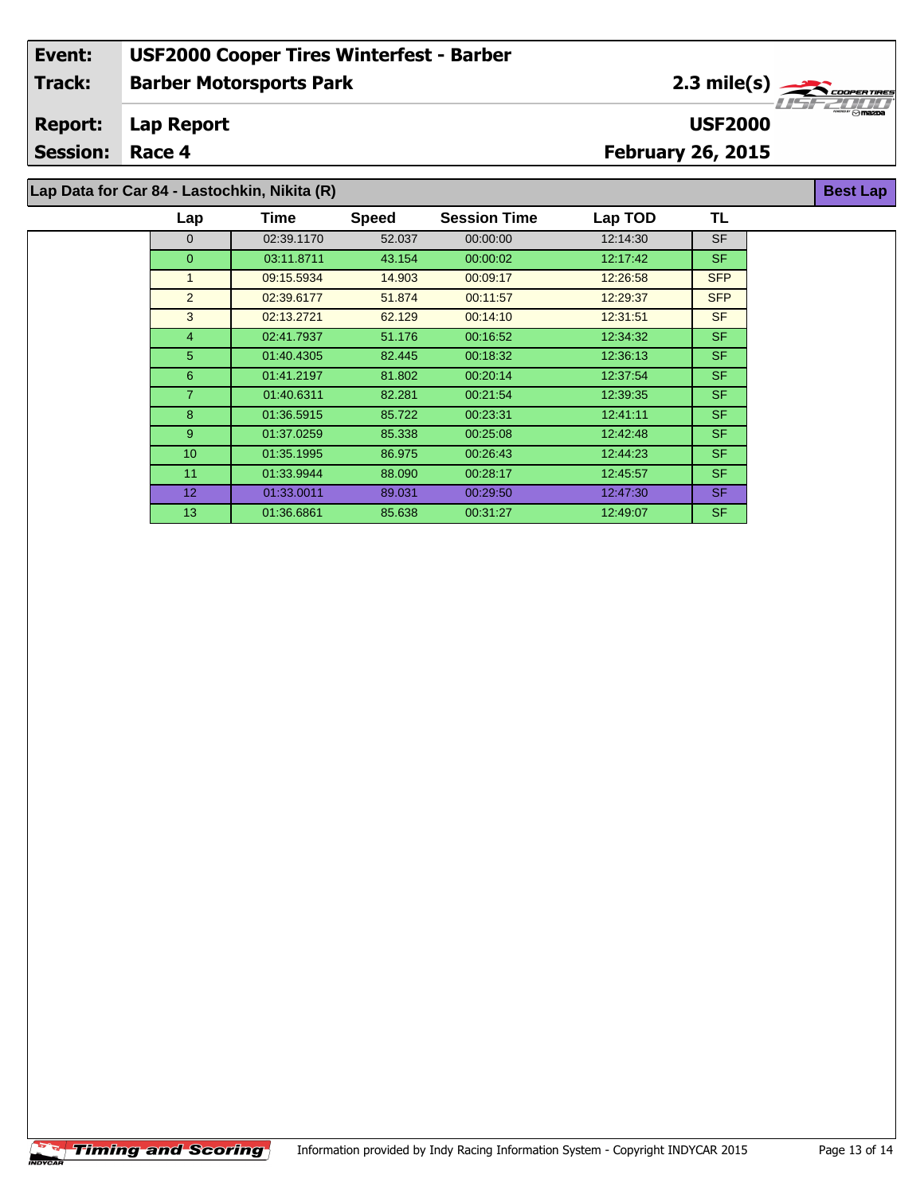| | |
|---|---|
| **Event:** | **USF2000 Cooper Tires Winterfest - Barber** |
| **Track:** | **Barber Motorsports Park** — **2.3 mile(s)** |
| **Report:** | **Lap Report** — **USF2000** |
| **Session:** | **Race 4** — **February 26, 2015** |

## Lap Data for Car 84 - Lastochkin, Nikita (R)

**Best Lap**

| Lap | Time | Speed | Session Time | Lap TOD | TL |
|---|---|---|---|---|---|
| 0 | 02:39.1170 | 52.037 | 00:00:00 | 12:14:30 | SF |
| 0 | 03:11.8711 | 43.154 | 00:00:02 | 12:17:42 | SF |
| 1 | 09:15.5934 | 14.903 | 00:09:17 | 12:26:58 | SFP |
| 2 | 02:39.6177 | 51.874 | 00:11:57 | 12:29:37 | SFP |
| 3 | 02:13.2721 | 62.129 | 00:14:10 | 12:31:51 | SF |
| 4 | 02:41.7937 | 51.176 | 00:16:52 | 12:34:32 | SF |
| 5 | 01:40.4305 | 82.445 | 00:18:32 | 12:36:13 | SF |
| 6 | 01:41.2197 | 81.802 | 00:20:14 | 12:37:54 | SF |
| 7 | 01:40.6311 | 82.281 | 00:21:54 | 12:39:35 | SF |
| 8 | 01:36.5915 | 85.722 | 00:23:31 | 12:41:11 | SF |
| 9 | 01:37.0259 | 85.338 | 00:25:08 | 12:42:48 | SF |
| 10 | 01:35.1995 | 86.975 | 00:26:43 | 12:44:23 | SF |
| 11 | 01:33.9944 | 88.090 | 00:28:17 | 12:45:57 | SF |
| 12 | 01:33.0011 | 89.031 | 00:29:50 | 12:47:30 | SF |
| 13 | 01:36.6861 | 85.638 | 00:31:27 | 12:49:07 | SF |

Information provided by Indy Racing Information System - Copyright INDYCAR 2015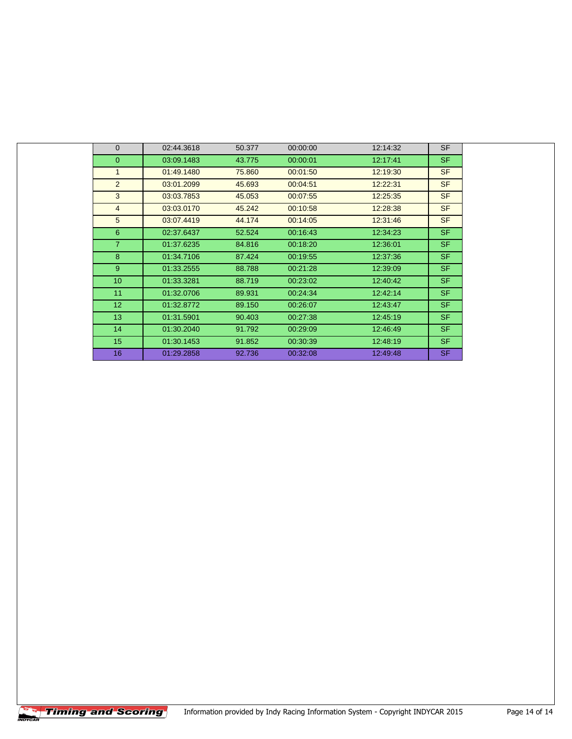| | | | | | |
|---|---|---|---|---|---|
| 0 | 02:44.3618 | 50.377 | 00:00:00 | 12:14:32 | SF |
| 0 | 03:09.1483 | 43.775 | 00:00:01 | 12:17:41 | SF |
| 1 | 01:49.1480 | 75.860 | 00:01:50 | 12:19:30 | SF |
| 2 | 03:01.2099 | 45.693 | 00:04:51 | 12:22:31 | SF |
| 3 | 03:03.7853 | 45.053 | 00:07:55 | 12:25:35 | SF |
| 4 | 03:03.0170 | 45.242 | 00:10:58 | 12:28:38 | SF |
| 5 | 03:07.4419 | 44.174 | 00:14:05 | 12:31:46 | SF |
| 6 | 02:37.6437 | 52.524 | 00:16:43 | 12:34:23 | SF |
| 7 | 01:37.6235 | 84.816 | 00:18:20 | 12:36:01 | SF |
| 8 | 01:34.7106 | 87.424 | 00:19:55 | 12:37:36 | SF |
| 9 | 01:33.2555 | 88.788 | 00:21:28 | 12:39:09 | SF |
| 10 | 01:33.3281 | 88.719 | 00:23:02 | 12:40:42 | SF |
| 11 | 01:32.0706 | 89.931 | 00:24:34 | 12:42:14 | SF |
| 12 | 01:32.8772 | 89.150 | 00:26:07 | 12:43:47 | SF |
| 13 | 01:31.5901 | 90.403 | 00:27:38 | 12:45:19 | SF |
| 14 | 01:30.2040 | 91.792 | 00:29:09 | 12:46:49 | SF |
| 15 | 01:30.1453 | 91.852 | 00:30:39 | 12:48:19 | SF |
| 16 | 01:29.2858 | 92.736 | 00:32:08 | 12:49:48 | SF |

Information provided by Indy Racing Information System - Copyright INDYCAR 2015